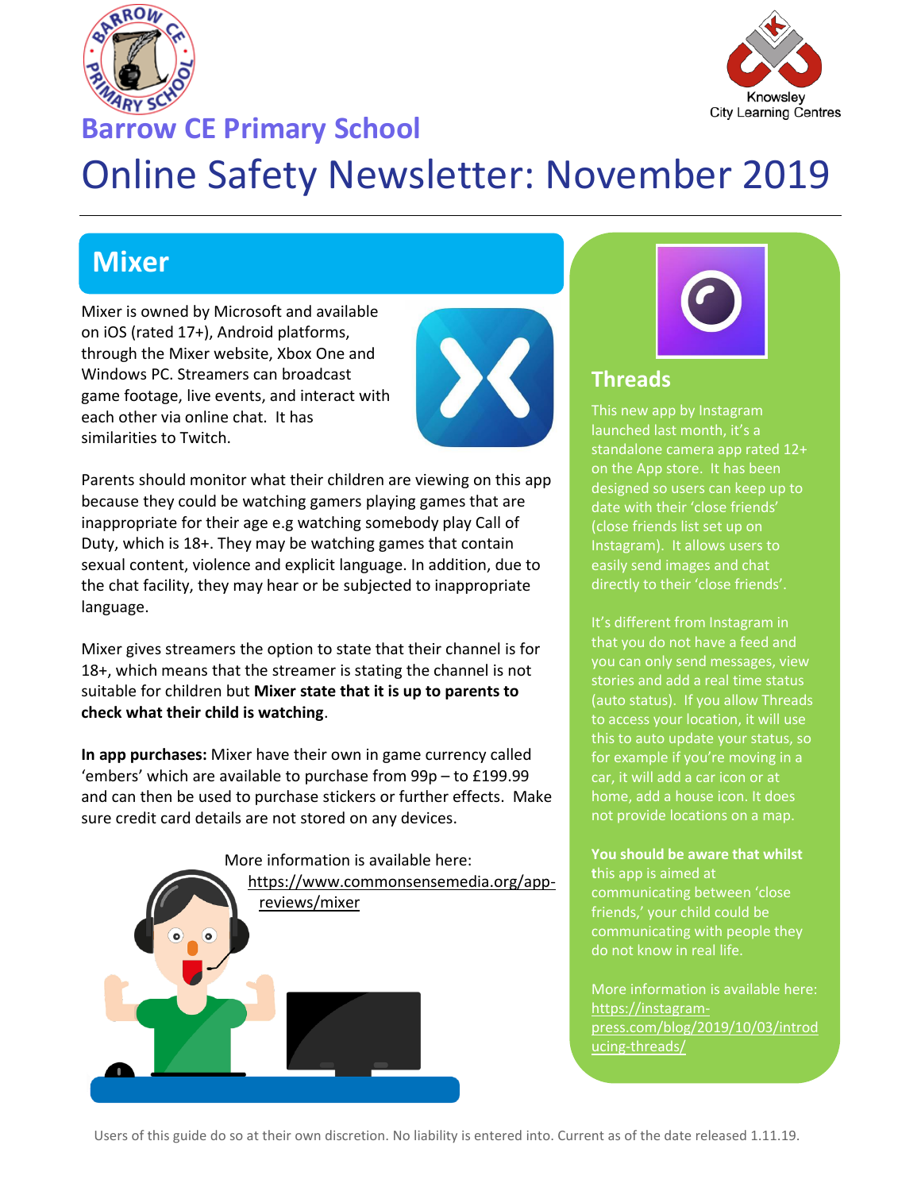# Barrow CE Primary School

## Online Safety Newsletter: November 2019

## Mixer

Mixer is owned by Microsoft and available on iOS (rated 17+), Android platforms, through the Mixer website, Xbox One and Windows PC. Streamers can broadcast game footage, live events, and interact with each other via online chat. It has similarities to Twitch.

Parents should monitor what their children are viewing on this app because they could be watching gamers playing games that are inappropriate for their age e.g watching somebody play Call of Duty, which is 18+. They may be watching games that contain sexual content, violence and explicit language. In addition, due to the chat facility, they may hear or be subjected to inappropriate language.

Mixer gives streamers the option to state that their channel is for 18+, which means that the streamer is stating the channel is not suitable for children but **Mixer state that it is up to parents to check what their child is watching**.

**In app purchases:** Mixer have their own in game currency called 'embers' which are available to purchase from 99p – to £199.99 and can then be used to purchase stickers or further effects. Make sure credit card details are not stored on any devices.

More information is available here: https://www.commonsensemedia.org/app-reviews/mixer

## Threads

This new app by Instagram launched last month, it's a standalone camera app rated 12+ on the App store. It has been designed so users can keep up to date with their 'close friends' (close friends list set up on Instagram). It allows users to easily send images and chat directly to their 'close friends'.

It's different from Instagram in that you do not have a feed and you can only send messages, view stories and add a real time status (auto status). If you allow Threads to access your location, it will use this to auto update your status, so for example if you're moving in a car, it will add a car icon or at home, add a house icon. It does not provide locations on a map.

**You should be aware that whilst t**his app is aimed at communicating between 'close friends,' your child could be communicating with people they do not know in real life.

More information is available here: https://instagram-press.com/blog/2019/10/03/introducing-threads/

Users of this guide do so at their own discretion. No liability is entered into. Current as of the date released 1.11.19.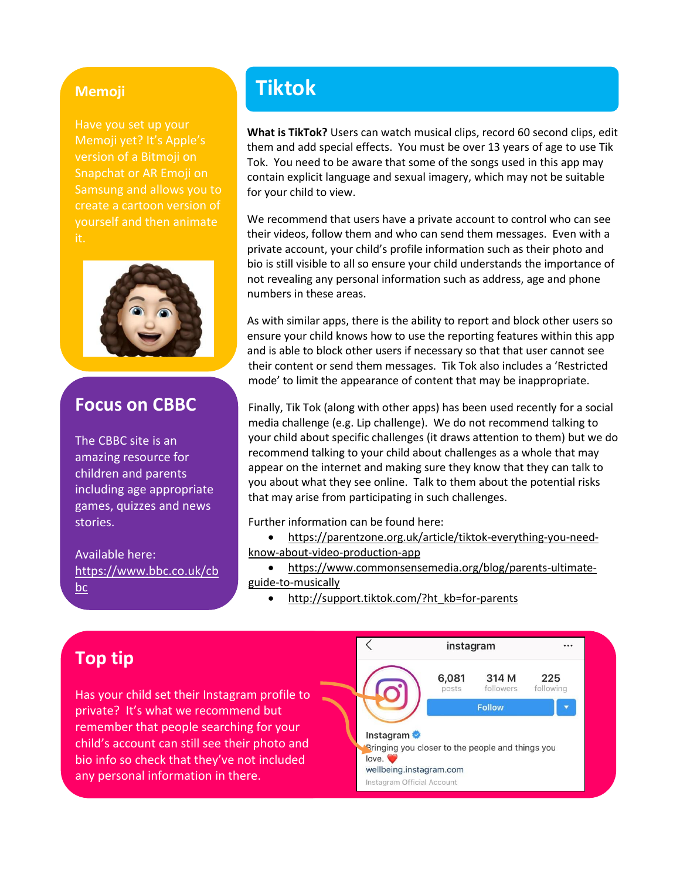## Memoji

Have you set up your Memoji yet? It's Apple's version of a Bitmoji on Snapchat or AR Emoji on Samsung and allows you to create a cartoon version of yourself and then animate it.

## Focus on CBBC

The CBBC site is an amazing resource for children and parents including age appropriate games, quizzes and news stories.

Available here: https://www.bbc.co.uk/cbbc

# Tiktok

**What is TikTok?** Users can watch musical clips, record 60 second clips, edit them and add special effects. You must be over 13 years of age to use Tik Tok. You need to be aware that some of the songs used in this app may contain explicit language and sexual imagery, which may not be suitable for your child to view.

We recommend that users have a private account to control who can see their videos, follow them and who can send them messages. Even with a private account, your child's profile information such as their photo and bio is still visible to all so ensure your child understands the importance of not revealing any personal information such as address, age and phone numbers in these areas.

As with similar apps, there is the ability to report and block other users so ensure your child knows how to use the reporting features within this app and is able to block other users if necessary so that that user cannot see their content or send them messages. Tik Tok also includes a 'Restricted mode' to limit the appearance of content that may be inappropriate.

Finally, Tik Tok (along with other apps) has been used recently for a social media challenge (e.g. Lip challenge). We do not recommend talking to your child about specific challenges (it draws attention to them) but we do recommend talking to your child about challenges as a whole that may appear on the internet and making sure they know that they can talk to you about what they see online. Talk to them about the potential risks that may arise from participating in such challenges.

Further information can be found here:

- https://parentzone.org.uk/article/tiktok-everything-you-need-know-about-video-production-app
- https://www.commonsensemedia.org/blog/parents-ultimate-guide-to-musically
- http://support.tiktok.com/?ht_kb=for-parents

## Top tip

Has your child set their Instagram profile to private? It's what we recommend but remember that people searching for your child's account can still see their photo and bio info so check that they've not included any personal information in there.